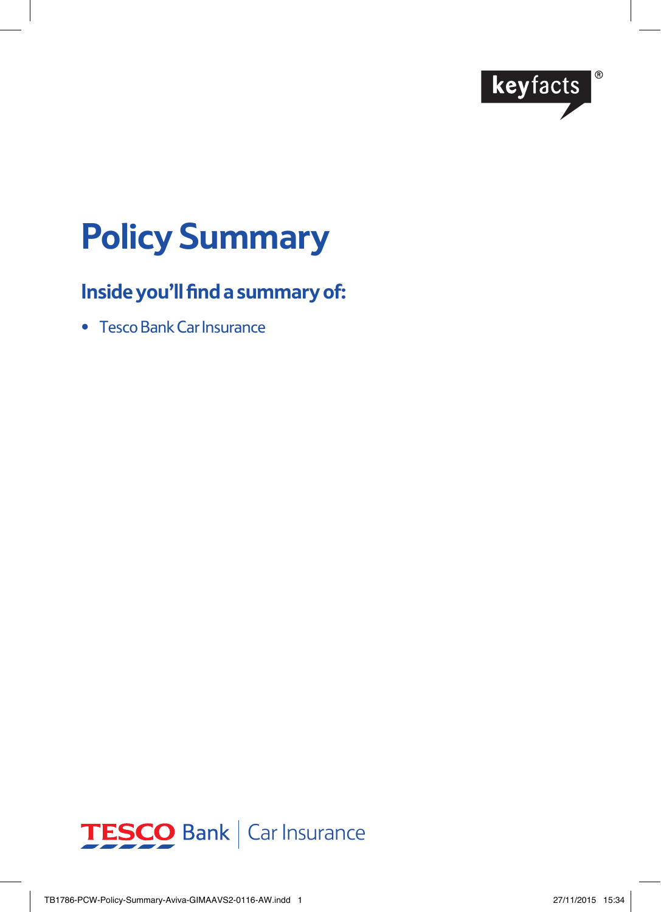keyfacts®

# Policy Summary

## Inside you'll find a summary of:

- Tesco Bank Car Insurance

TESCO Bank | Car Insurance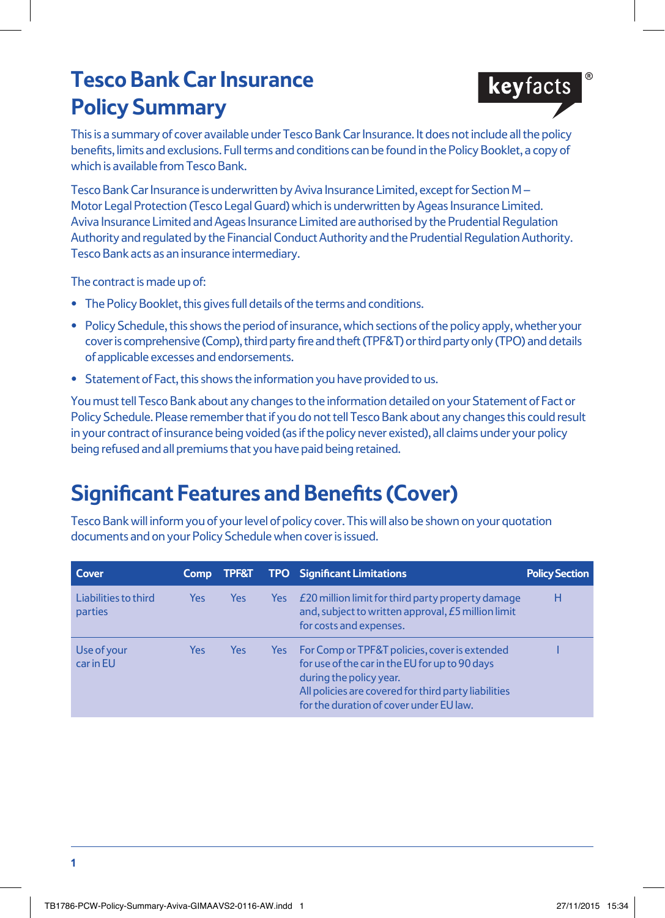# Tesco Bank Car Insurance Policy Summary

keyfacts®

This is a summary of cover available under Tesco Bank Car Insurance. It does not include all the policy benefits, limits and exclusions. Full terms and conditions can be found in the Policy Booklet, a copy of which is available from Tesco Bank.

Tesco Bank Car Insurance is underwritten by Aviva Insurance Limited, except for Section M – Motor Legal Protection (Tesco Legal Guard) which is underwritten by Ageas Insurance Limited. Aviva Insurance Limited and Ageas Insurance Limited are authorised by the Prudential Regulation Authority and regulated by the Financial Conduct Authority and the Prudential Regulation Authority. Tesco Bank acts as an insurance intermediary.

The contract is made up of:

- The Policy Booklet, this gives full details of the terms and conditions.
- Policy Schedule, this shows the period of insurance, which sections of the policy apply, whether your cover is comprehensive (Comp), third party fire and theft (TPF&T) or third party only (TPO) and details of applicable excesses and endorsements.
- Statement of Fact, this shows the information you have provided to us.

You must tell Tesco Bank about any changes to the information detailed on your Statement of Fact or Policy Schedule. Please remember that if you do not tell Tesco Bank about any changes this could result in your contract of insurance being voided (as if the policy never existed), all claims under your policy being refused and all premiums that you have paid being retained.

## Significant Features and Benefits (Cover)

Tesco Bank will inform you of your level of policy cover. This will also be shown on your quotation documents and on your Policy Schedule when cover is issued.

| Cover | Comp | TPF&T | TPO | Significant Limitations | Policy Section |
|---|---|---|---|---|---|
| Liabilities to third parties | Yes | Yes | Yes | £20 million limit for third party property damage and, subject to written approval, £5 million limit for costs and expenses. | H |
| Use of your car in EU | Yes | Yes | Yes | For Comp or TPF&T policies, cover is extended for use of the car in the EU for up to 90 days during the policy year. All policies are covered for third party liabilities for the duration of cover under EU law. | I |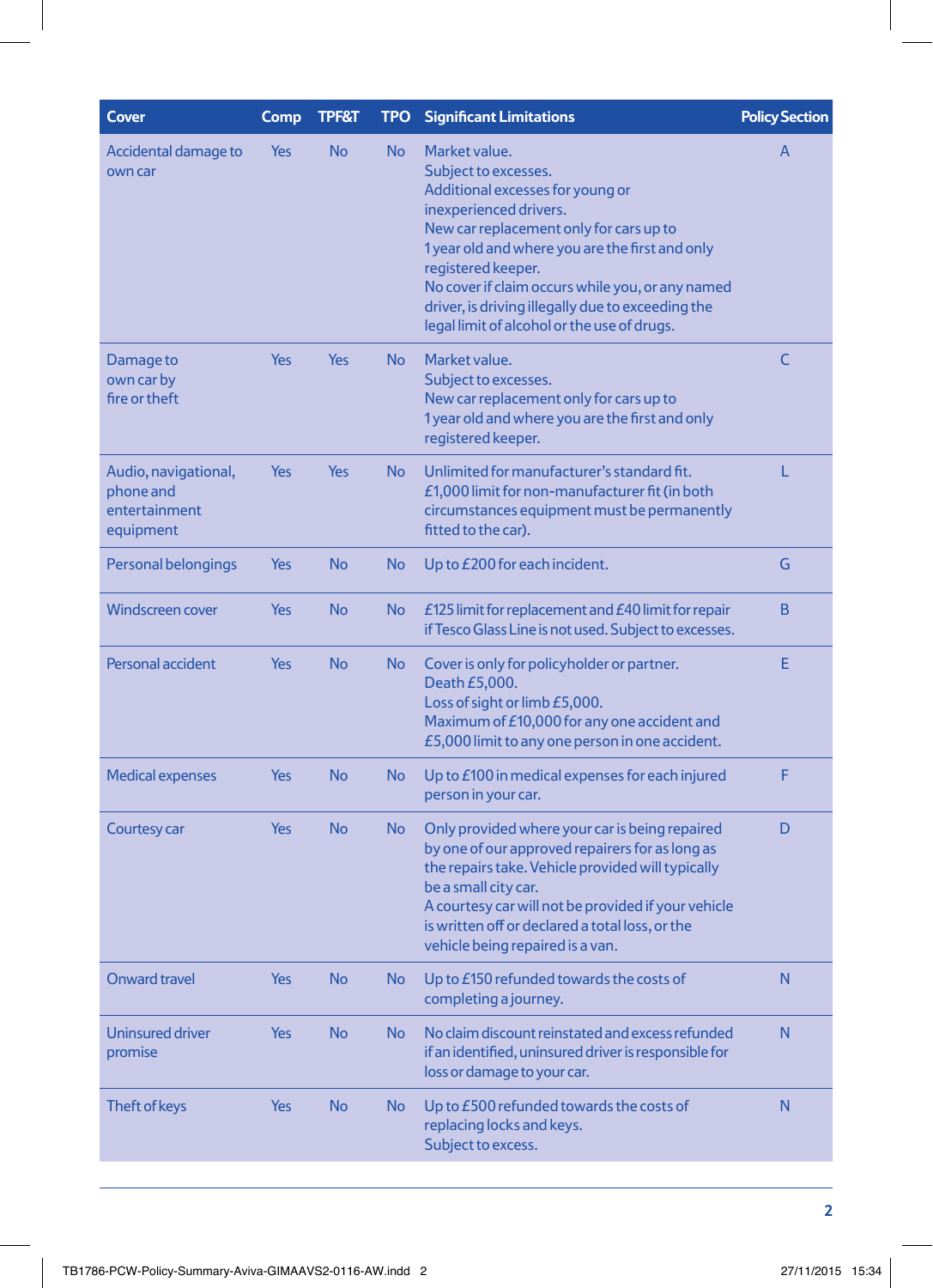| Cover | Comp | TPF&T | TPO | Significant Limitations | Policy Section |
|---|---|---|---|---|---|
| Accidental damage to own car | Yes | No | No | Market value.<br>Subject to excesses.<br>Additional excesses for young or inexperienced drivers.<br>New car replacement only for cars up to 1 year old and where you are the first and only registered keeper.<br>No cover if claim occurs while you, or any named driver, is driving illegally due to exceeding the legal limit of alcohol or the use of drugs. | A |
| Damage to own car by fire or theft | Yes | Yes | No | Market value.<br>Subject to excesses.<br>New car replacement only for cars up to 1 year old and where you are the first and only registered keeper. | C |
| Audio, navigational, phone and entertainment equipment | Yes | Yes | No | Unlimited for manufacturer's standard fit.<br>£1,000 limit for non-manufacturer fit (in both circumstances equipment must be permanently fitted to the car). | L |
| Personal belongings | Yes | No | No | Up to £200 for each incident. | G |
| Windscreen cover | Yes | No | No | £125 limit for replacement and £40 limit for repair if Tesco Glass Line is not used. Subject to excesses. | B |
| Personal accident | Yes | No | No | Cover is only for policyholder or partner.<br>Death £5,000.<br>Loss of sight or limb £5,000.<br>Maximum of £10,000 for any one accident and £5,000 limit to any one person in one accident. | E |
| Medical expenses | Yes | No | No | Up to £100 in medical expenses for each injured person in your car. | F |
| Courtesy car | Yes | No | No | Only provided where your car is being repaired by one of our approved repairers for as long as the repairs take. Vehicle provided will typically be a small city car.<br>A courtesy car will not be provided if your vehicle is written off or declared a total loss, or the vehicle being repaired is a van. | D |
| Onward travel | Yes | No | No | Up to £150 refunded towards the costs of completing a journey. | N |
| Uninsured driver promise | Yes | No | No | No claim discount reinstated and excess refunded if an identified, uninsured driver is responsible for loss or damage to your car. | N |
| Theft of keys | Yes | No | No | Up to £500 refunded towards the costs of replacing locks and keys.<br>Subject to excess. | N |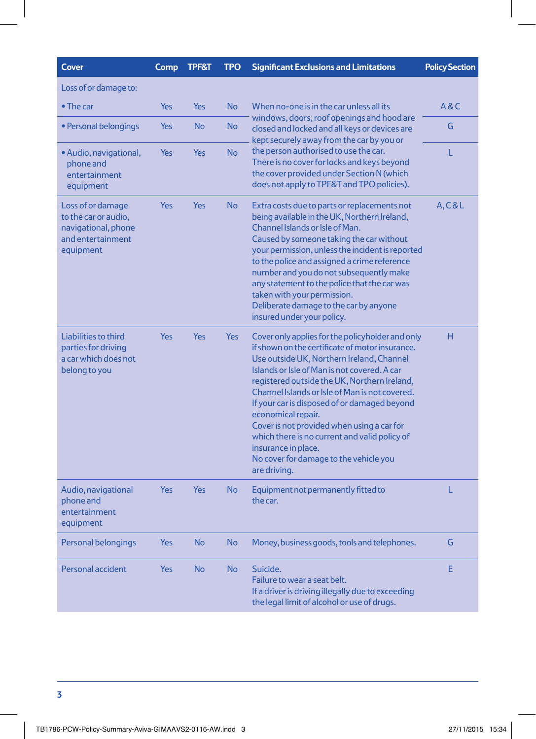| Cover | Comp | TPF&T | TPO | Significant Exclusions and Limitations | Policy Section |
|---|---|---|---|---|---|
| Loss of or damage to: | | | | | |
| • The car | Yes | Yes | No | When no-one is in the car unless all its windows, doors, roof openings and hood are closed and locked and all keys or devices are kept securely away from the car by you or the person authorised to use the car. There is no cover for locks and keys beyond the cover provided under Section N (which does not apply to TPF&T and TPO policies). | A & C |
| • Personal belongings | Yes | No | No | | G |
| • Audio, navigational, phone and entertainment equipment | Yes | Yes | No | | L |
| Loss of or damage to the car or audio, navigational, phone and entertainment equipment | Yes | Yes | No | Extra costs due to parts or replacements not being available in the UK, Northern Ireland, Channel Islands or Isle of Man. Caused by someone taking the car without your permission, unless the incident is reported to the police and assigned a crime reference number and you do not subsequently make any statement to the police that the car was taken with your permission. Deliberate damage to the car by anyone insured under your policy. | A, C & L |
| Liabilities to third parties for driving a car which does not belong to you | Yes | Yes | Yes | Cover only applies for the policyholder and only if shown on the certificate of motor insurance. Use outside UK, Northern Ireland, Channel Islands or Isle of Man is not covered. A car registered outside the UK, Northern Ireland, Channel Islands or Isle of Man is not covered. If your car is disposed of or damaged beyond economical repair. Cover is not provided when using a car for which there is no current and valid policy of insurance in place. No cover for damage to the vehicle you are driving. | H |
| Audio, navigational phone and entertainment equipment | Yes | Yes | No | Equipment not permanently fitted to the car. | L |
| Personal belongings | Yes | No | No | Money, business goods, tools and telephones. | G |
| Personal accident | Yes | No | No | Suicide. Failure to wear a seat belt. If a driver is driving illegally due to exceeding the legal limit of alcohol or use of drugs. | E |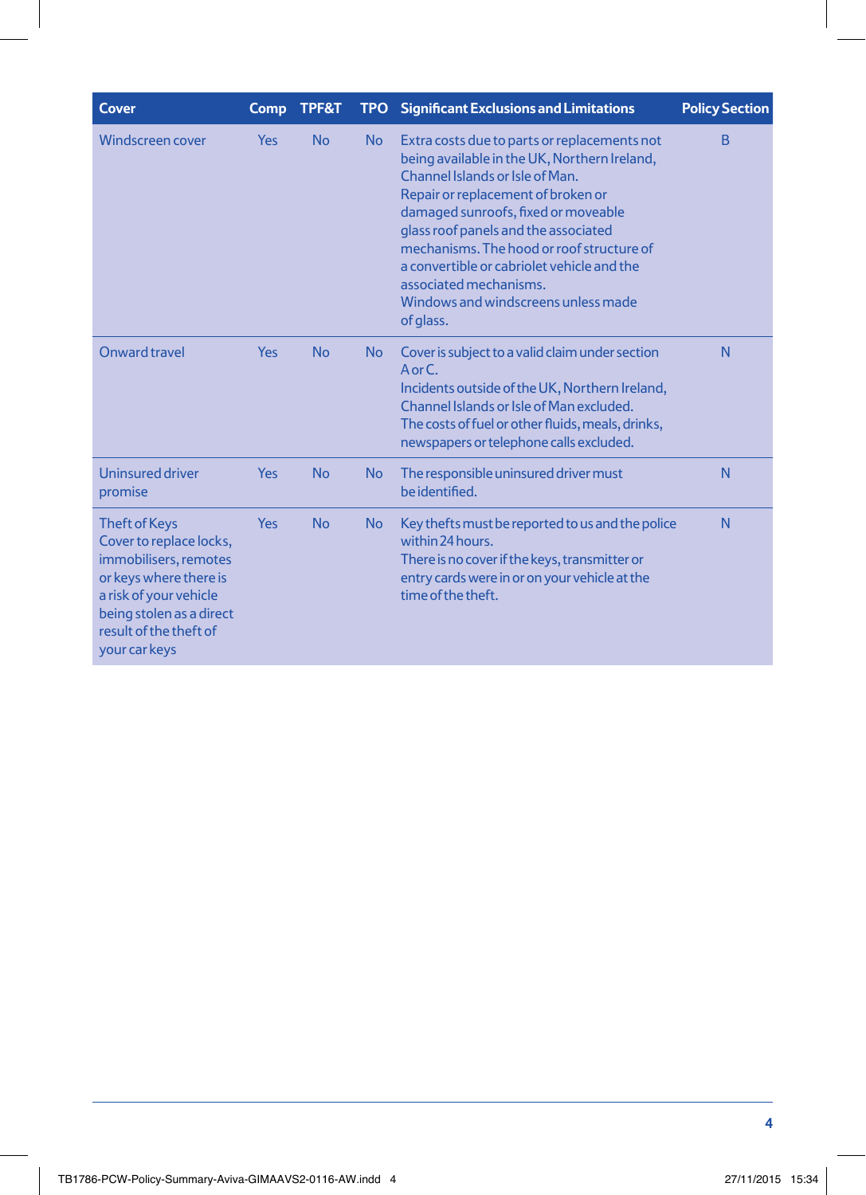| Cover | Comp | TPF&T | TPO | Significant Exclusions and Limitations | Policy Section |
|---|---|---|---|---|---|
| Windscreen cover | Yes | No | No | Extra costs due to parts or replacements not being available in the UK, Northern Ireland, Channel Islands or Isle of Man.<br>Repair or replacement of broken or damaged sunroofs, fixed or moveable glass roof panels and the associated mechanisms. The hood or roof structure of a convertible or cabriolet vehicle and the associated mechanisms.<br>Windows and windscreens unless made of glass. | B |
| Onward travel | Yes | No | No | Cover is subject to a valid claim under section A or C.<br>Incidents outside of the UK, Northern Ireland, Channel Islands or Isle of Man excluded.<br>The costs of fuel or other fluids, meals, drinks, newspapers or telephone calls excluded. | N |
| Uninsured driver promise | Yes | No | No | The responsible uninsured driver must be identified. | N |
| Theft of Keys<br>Cover to replace locks, immobilisers, remotes or keys where there is a risk of your vehicle being stolen as a direct result of the theft of your car keys | Yes | No | No | Key thefts must be reported to us and the police within 24 hours.<br>There is no cover if the keys, transmitter or entry cards were in or on your vehicle at the time of the theft. | N |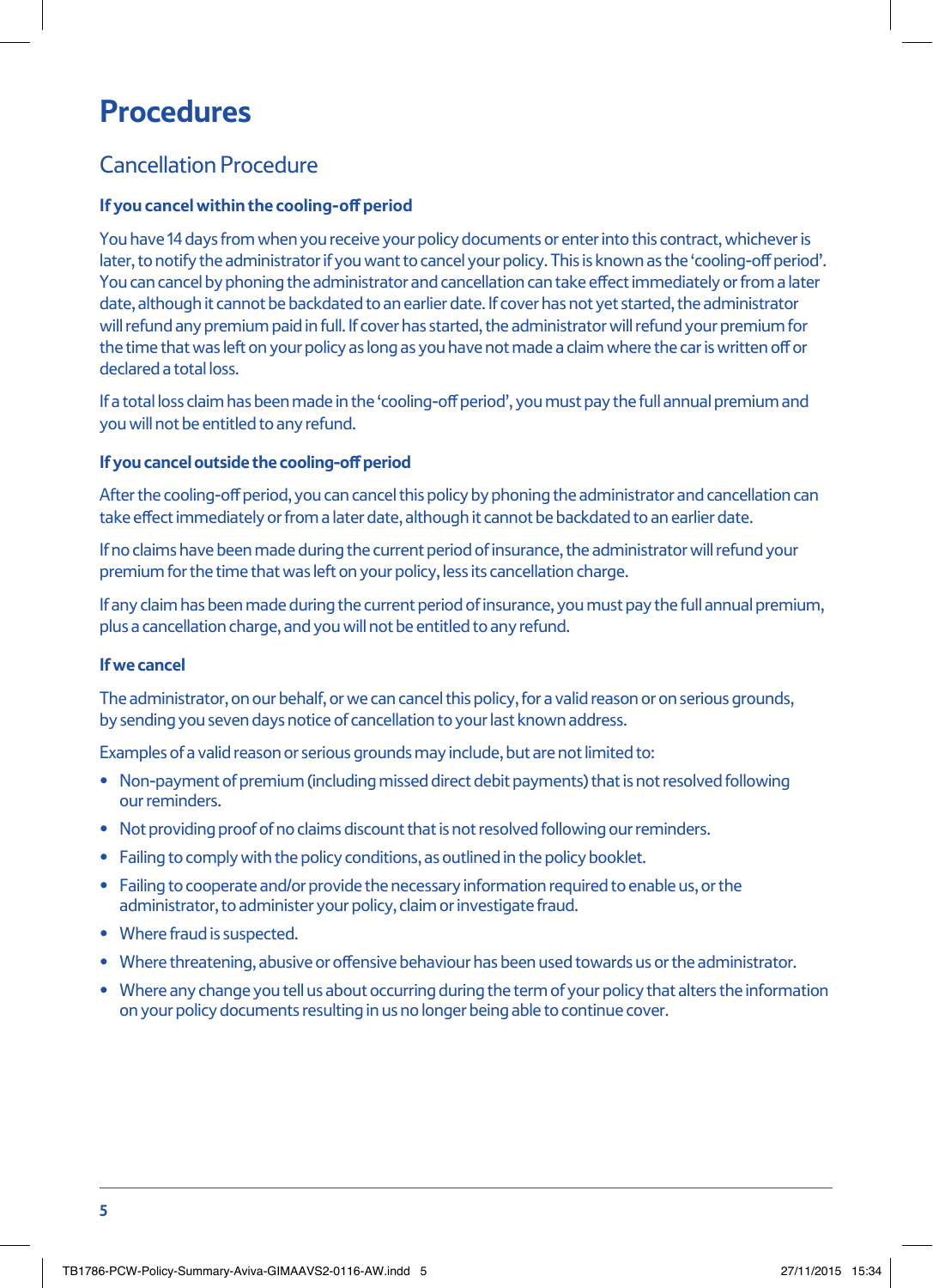# Procedures

## Cancellation Procedure

### If you cancel within the cooling-off period

You have 14 days from when you receive your policy documents or enter into this contract, whichever is later, to notify the administrator if you want to cancel your policy. This is known as the 'cooling-off period'. You can cancel by phoning the administrator and cancellation can take effect immediately or from a later date, although it cannot be backdated to an earlier date. If cover has not yet started, the administrator will refund any premium paid in full. If cover has started, the administrator will refund your premium for the time that was left on your policy as long as you have not made a claim where the car is written off or declared a total loss.

If a total loss claim has been made in the 'cooling-off period', you must pay the full annual premium and you will not be entitled to any refund.

### If you cancel outside the cooling-off period

After the cooling-off period, you can cancel this policy by phoning the administrator and cancellation can take effect immediately or from a later date, although it cannot be backdated to an earlier date.

If no claims have been made during the current period of insurance, the administrator will refund your premium for the time that was left on your policy, less its cancellation charge.

If any claim has been made during the current period of insurance, you must pay the full annual premium, plus a cancellation charge, and you will not be entitled to any refund.

### If we cancel

The administrator, on our behalf, or we can cancel this policy, for a valid reason or on serious grounds, by sending you seven days notice of cancellation to your last known address.

Examples of a valid reason or serious grounds may include, but are not limited to:

- Non-payment of premium (including missed direct debit payments) that is not resolved following our reminders.
- Not providing proof of no claims discount that is not resolved following our reminders.
- Failing to comply with the policy conditions, as outlined in the policy booklet.
- Failing to cooperate and/or provide the necessary information required to enable us, or the administrator, to administer your policy, claim or investigate fraud.
- Where fraud is suspected.
- Where threatening, abusive or offensive behaviour has been used towards us or the administrator.
- Where any change you tell us about occurring during the term of your policy that alters the information on your policy documents resulting in us no longer being able to continue cover.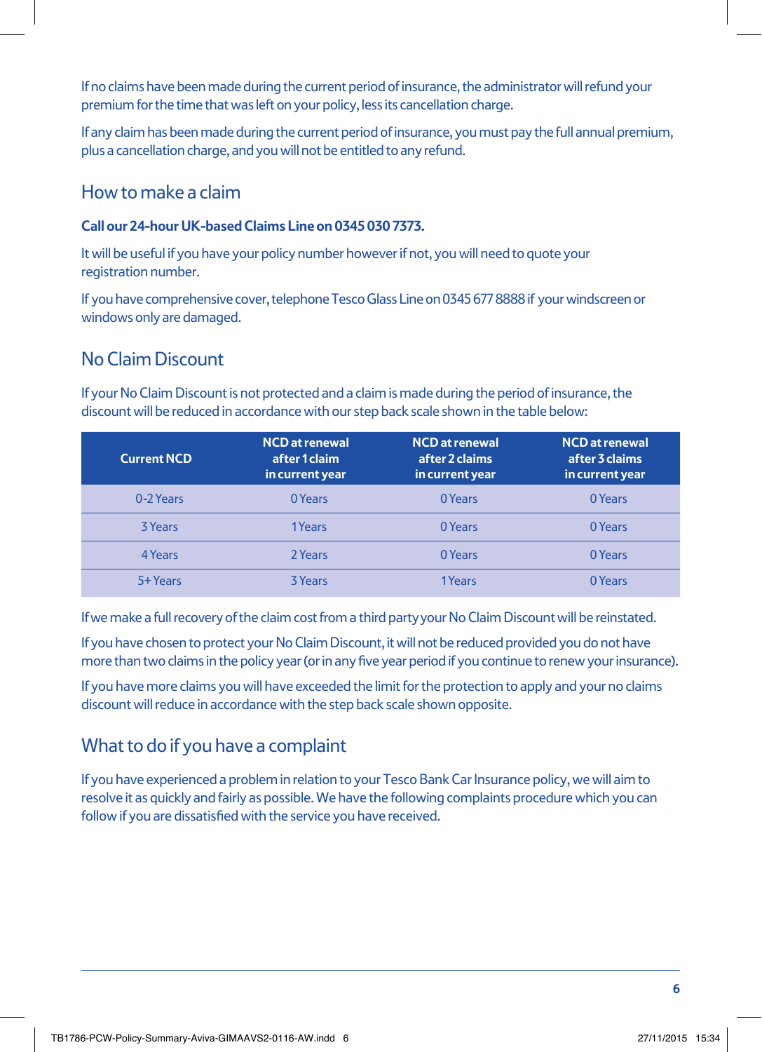If no claims have been made during the current period of insurance, the administrator will refund your premium for the time that was left on your policy, less its cancellation charge.

If any claim has been made during the current period of insurance, you must pay the full annual premium, plus a cancellation charge, and you will not be entitled to any refund.

## How to make a claim

**Call our 24-hour UK-based Claims Line on 0345 030 7373.**

It will be useful if you have your policy number however if not, you will need to quote your registration number.

If you have comprehensive cover, telephone Tesco Glass Line on 0345 677 8888 if your windscreen or windows only are damaged.

## No Claim Discount

If your No Claim Discount is not protected and a claim is made during the period of insurance, the discount will be reduced in accordance with our step back scale shown in the table below:

| Current NCD | NCD at renewal after 1 claim in current year | NCD at renewal after 2 claims in current year | NCD at renewal after 3 claims in current year |
|---|---|---|---|
| 0-2 Years | 0 Years | 0 Years | 0 Years |
| 3 Years | 1 Years | 0 Years | 0 Years |
| 4 Years | 2 Years | 0 Years | 0 Years |
| 5+ Years | 3 Years | 1 Years | 0 Years |

If we make a full recovery of the claim cost from a third party your No Claim Discount will be reinstated.

If you have chosen to protect your No Claim Discount, it will not be reduced provided you do not have more than two claims in the policy year (or in any five year period if you continue to renew your insurance).

If you have more claims you will have exceeded the limit for the protection to apply and your no claims discount will reduce in accordance with the step back scale shown opposite.

## What to do if you have a complaint

If you have experienced a problem in relation to your Tesco Bank Car Insurance policy, we will aim to resolve it as quickly and fairly as possible. We have the following complaints procedure which you can follow if you are dissatisfied with the service you have received.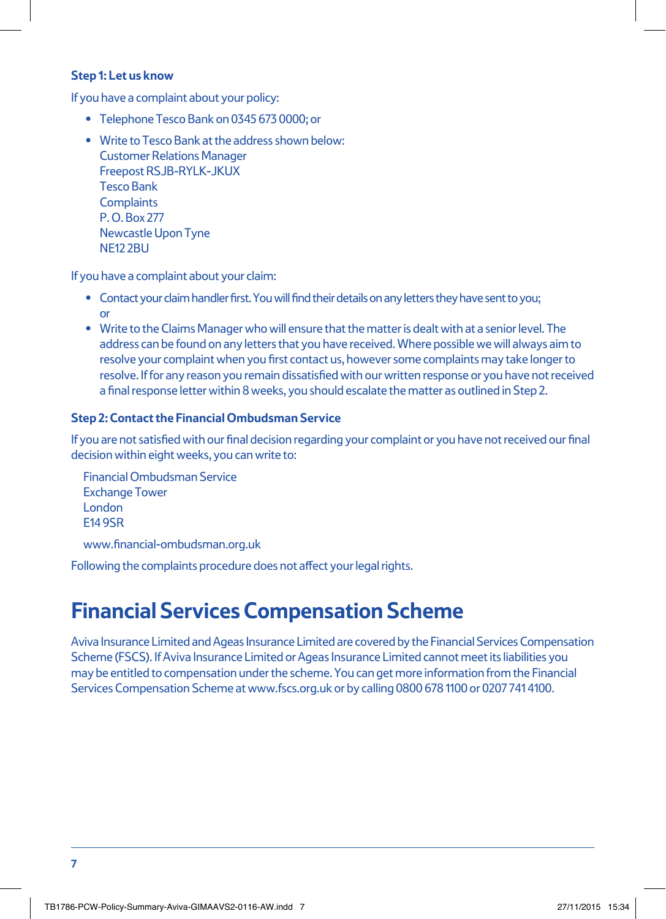**Step 1: Let us know**

If you have a complaint about your policy:

- Telephone Tesco Bank on 0345 673 0000; or
- Write to Tesco Bank at the address shown below:
  Customer Relations Manager
  Freepost RSJB-RYLK-JKUX
  Tesco Bank
  Complaints
  P. O. Box 277
  Newcastle Upon Tyne
  NE12 2BU

If you have a complaint about your claim:

- Contact your claim handler first. You will find their details on any letters they have sent to you; or
- Write to the Claims Manager who will ensure that the matter is dealt with at a senior level. The address can be found on any letters that you have received. Where possible we will always aim to resolve your complaint when you first contact us, however some complaints may take longer to resolve. If for any reason you remain dissatisfied with our written response or you have not received a final response letter within 8 weeks, you should escalate the matter as outlined in Step 2.

**Step 2: Contact the Financial Ombudsman Service**

If you are not satisfied with our final decision regarding your complaint or you have not received our final decision within eight weeks, you can write to:

Financial Ombudsman Service
Exchange Tower
London
E14 9SR

www.financial-ombudsman.org.uk

Following the complaints procedure does not affect your legal rights.

# Financial Services Compensation Scheme

Aviva Insurance Limited and Ageas Insurance Limited are covered by the Financial Services Compensation Scheme (FSCS). If Aviva Insurance Limited or Ageas Insurance Limited cannot meet its liabilities you may be entitled to compensation under the scheme. You can get more information from the Financial Services Compensation Scheme at www.fscs.org.uk or by calling 0800 678 1100 or 0207 741 4100.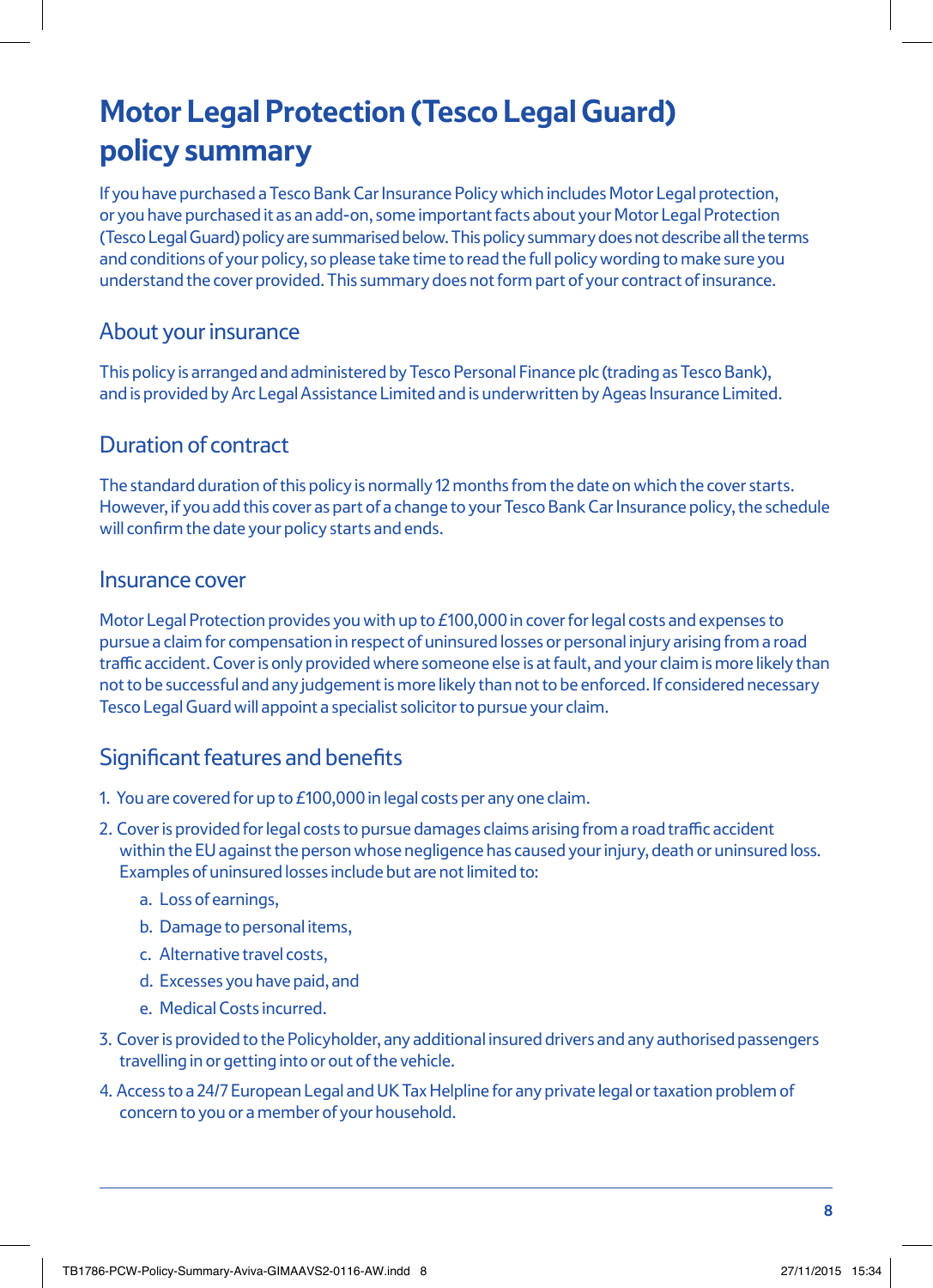# Motor Legal Protection (Tesco Legal Guard) policy summary

If you have purchased a Tesco Bank Car Insurance Policy which includes Motor Legal protection, or you have purchased it as an add-on, some important facts about your Motor Legal Protection (Tesco Legal Guard) policy are summarised below. This policy summary does not describe all the terms and conditions of your policy, so please take time to read the full policy wording to make sure you understand the cover provided. This summary does not form part of your contract of insurance.

## About your insurance

This policy is arranged and administered by Tesco Personal Finance plc (trading as Tesco Bank), and is provided by Arc Legal Assistance Limited and is underwritten by Ageas Insurance Limited.

## Duration of contract

The standard duration of this policy is normally 12 months from the date on which the cover starts. However, if you add this cover as part of a change to your Tesco Bank Car Insurance policy, the schedule will confirm the date your policy starts and ends.

## Insurance cover

Motor Legal Protection provides you with up to £100,000 in cover for legal costs and expenses to pursue a claim for compensation in respect of uninsured losses or personal injury arising from a road traffic accident. Cover is only provided where someone else is at fault, and your claim is more likely than not to be successful and any judgement is more likely than not to be enforced. If considered necessary Tesco Legal Guard will appoint a specialist solicitor to pursue your claim.

## Significant features and benefits

1. You are covered for up to £100,000 in legal costs per any one claim.
2. Cover is provided for legal costs to pursue damages claims arising from a road traffic accident within the EU against the person whose negligence has caused your injury, death or uninsured loss. Examples of uninsured losses include but are not limited to:
    a. Loss of earnings,
    b. Damage to personal items,
    c. Alternative travel costs,
    d. Excesses you have paid, and
    e. Medical Costs incurred.
3. Cover is provided to the Policyholder, any additional insured drivers and any authorised passengers travelling in or getting into or out of the vehicle.
4. Access to a 24/7 European Legal and UK Tax Helpline for any private legal or taxation problem of concern to you or a member of your household.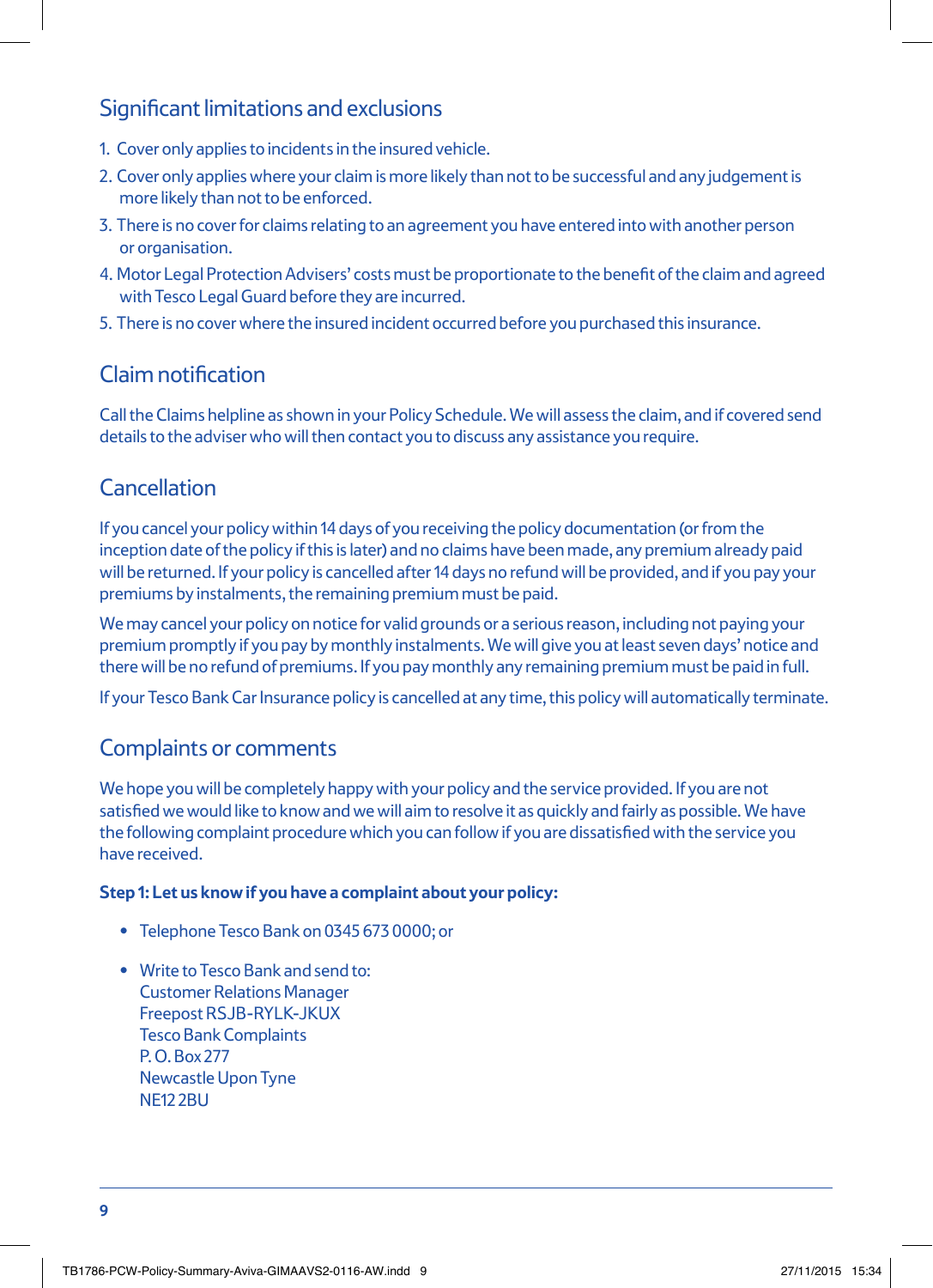## Significant limitations and exclusions

1. Cover only applies to incidents in the insured vehicle.
2. Cover only applies where your claim is more likely than not to be successful and any judgement is more likely than not to be enforced.
3. There is no cover for claims relating to an agreement you have entered into with another person or organisation.
4. Motor Legal Protection Advisers' costs must be proportionate to the benefit of the claim and agreed with Tesco Legal Guard before they are incurred.
5. There is no cover where the insured incident occurred before you purchased this insurance.

## Claim notification

Call the Claims helpline as shown in your Policy Schedule. We will assess the claim, and if covered send details to the adviser who will then contact you to discuss any assistance you require.

## Cancellation

If you cancel your policy within 14 days of you receiving the policy documentation (or from the inception date of the policy if this is later) and no claims have been made, any premium already paid will be returned. If your policy is cancelled after 14 days no refund will be provided, and if you pay your premiums by instalments, the remaining premium must be paid.

We may cancel your policy on notice for valid grounds or a serious reason, including not paying your premium promptly if you pay by monthly instalments. We will give you at least seven days' notice and there will be no refund of premiums. If you pay monthly any remaining premium must be paid in full.

If your Tesco Bank Car Insurance policy is cancelled at any time, this policy will automatically terminate.

## Complaints or comments

We hope you will be completely happy with your policy and the service provided. If you are not satisfied we would like to know and we will aim to resolve it as quickly and fairly as possible. We have the following complaint procedure which you can follow if you are dissatisfied with the service you have received.

**Step 1: Let us know if you have a complaint about your policy:**

- Telephone Tesco Bank on 0345 673 0000; or
- Write to Tesco Bank and send to:
  Customer Relations Manager
  Freepost RSJB-RYLK-JKUX
  Tesco Bank Complaints
  P. O. Box 277
  Newcastle Upon Tyne
  NE12 2BU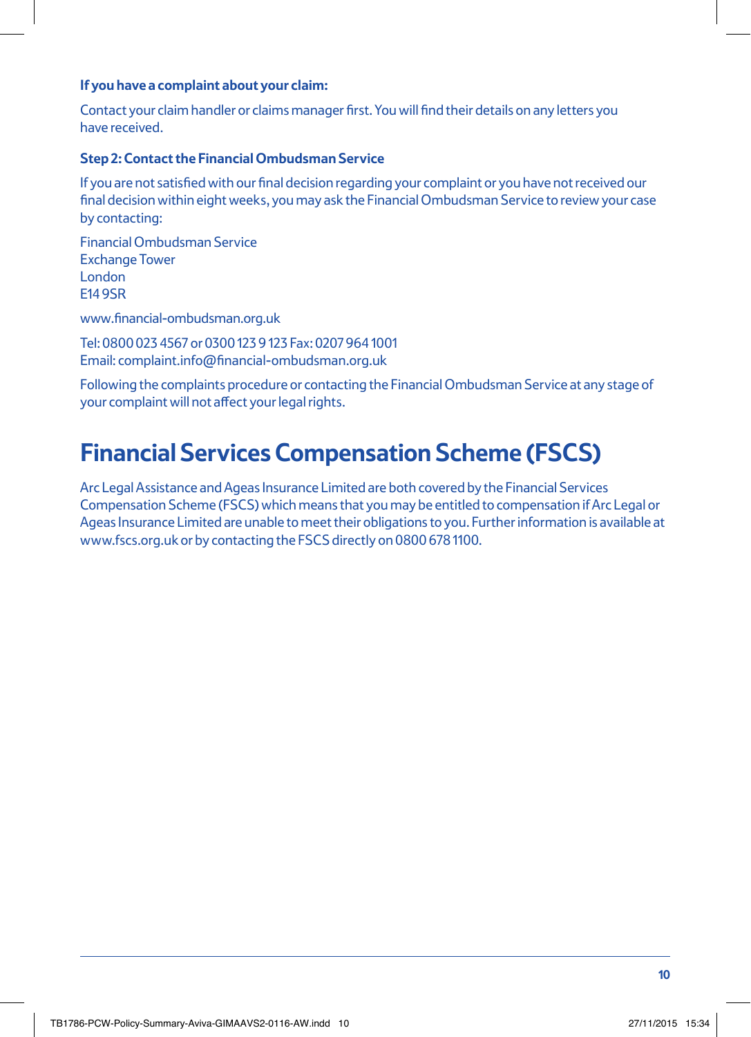**If you have a complaint about your claim:**

Contact your claim handler or claims manager first. You will find their details on any letters you have received.

**Step 2: Contact the Financial Ombudsman Service**

If you are not satisfied with our final decision regarding your complaint or you have not received our final decision within eight weeks, you may ask the Financial Ombudsman Service to review your case by contacting:

Financial Ombudsman Service
Exchange Tower
London
E14 9SR

www.financial-ombudsman.org.uk

Tel: 0800 023 4567 or 0300 123 9 123 Fax: 0207 964 1001
Email: complaint.info@financial-ombudsman.org.uk

Following the complaints procedure or contacting the Financial Ombudsman Service at any stage of your complaint will not affect your legal rights.

# Financial Services Compensation Scheme (FSCS)

Arc Legal Assistance and Ageas Insurance Limited are both covered by the Financial Services Compensation Scheme (FSCS) which means that you may be entitled to compensation if Arc Legal or Ageas Insurance Limited are unable to meet their obligations to you. Further information is available at www.fscs.org.uk or by contacting the FSCS directly on 0800 678 1100.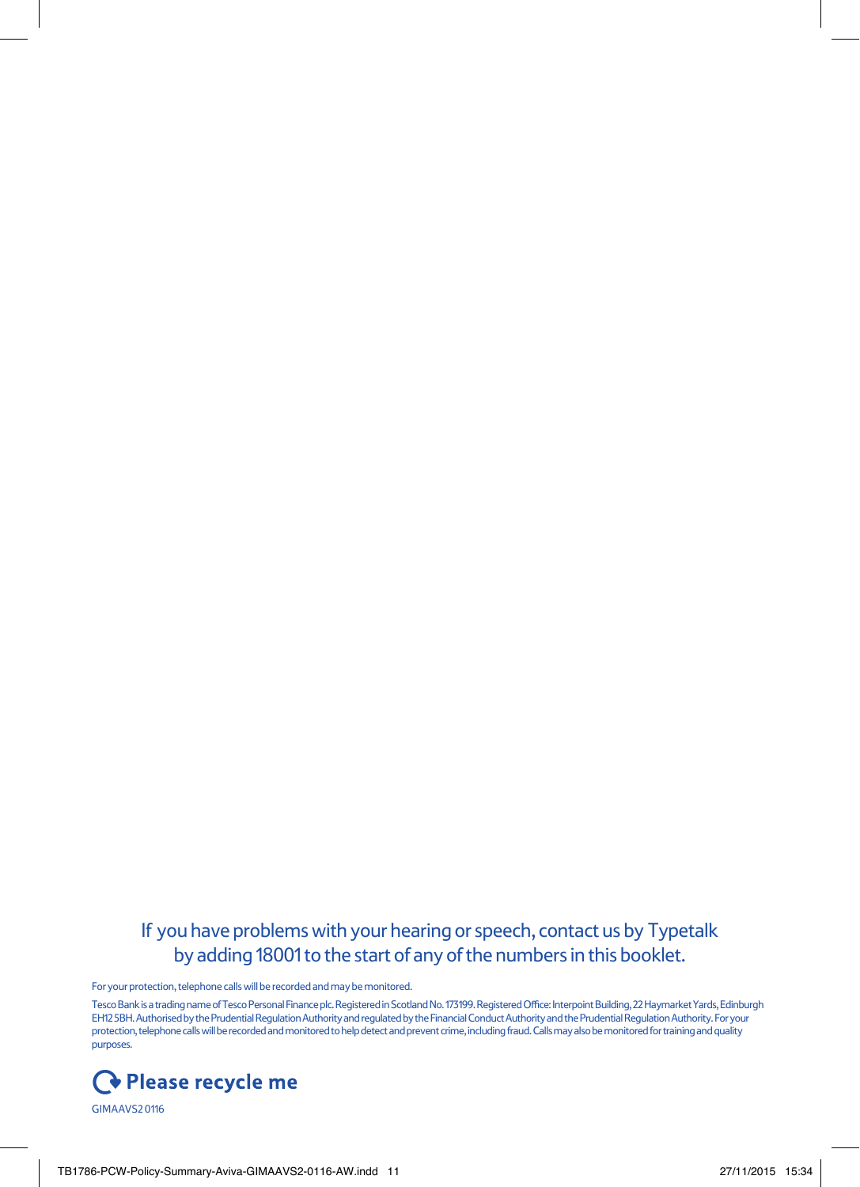**If you have problems with your hearing or speech, contact us by Typetalk by adding 18001 to the start of any of the numbers in this booklet.**

For your protection, telephone calls will be recorded and may be monitored.

Tesco Bank is a trading name of Tesco Personal Finance plc. Registered in Scotland No. 173199. Registered Office: Interpoint Building, 22 Haymarket Yards, Edinburgh EH12 5BH. Authorised by the Prudential Regulation Authority and regulated by the Financial Conduct Authority and the Prudential Regulation Authority. For your protection, telephone calls will be recorded and monitored to help detect and prevent crime, including fraud. Calls may also be monitored for training and quality purposes.

**Please recycle me**

GIMAAVS2 0116